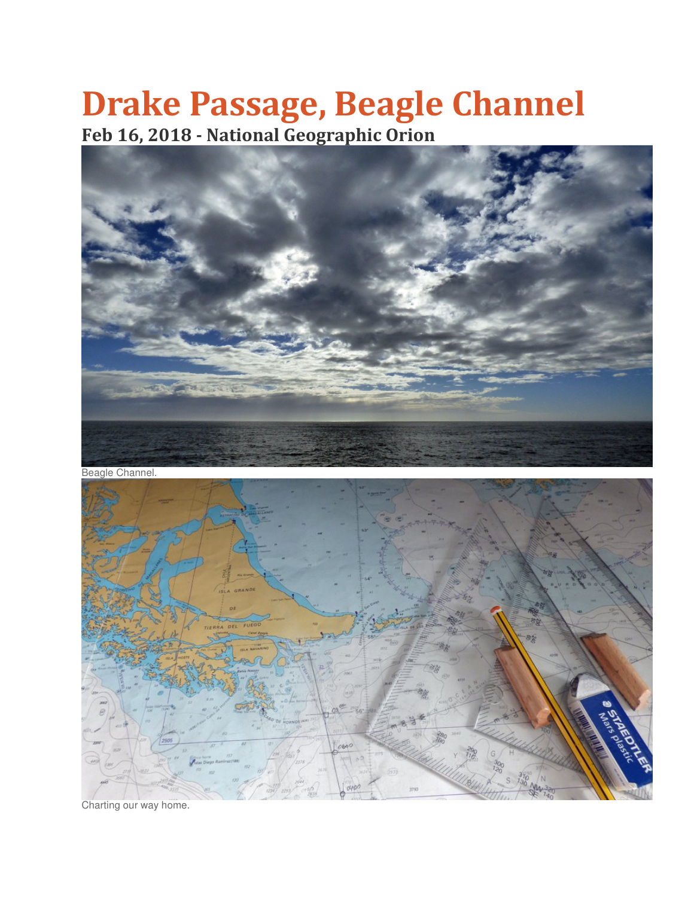# Drake Passage, Beagle Channel

## Feb 16, 2018 - National Geographic Orion

Beagle Channel.

Charting our way home.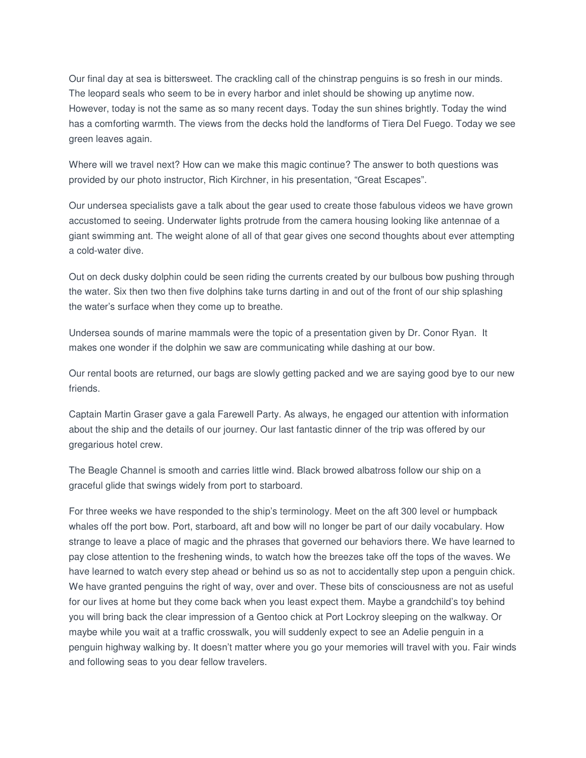Our final day at sea is bittersweet. The crackling call of the chinstrap penguins is so fresh in our minds. The leopard seals who seem to be in every harbor and inlet should be showing up anytime now. However, today is not the same as so many recent days. Today the sun shines brightly. Today the wind has a comforting warmth. The views from the decks hold the landforms of Tiera Del Fuego. Today we see green leaves again.

Where will we travel next? How can we make this magic continue? The answer to both questions was provided by our photo instructor, Rich Kirchner, in his presentation, "Great Escapes".

Our undersea specialists gave a talk about the gear used to create those fabulous videos we have grown accustomed to seeing. Underwater lights protrude from the camera housing looking like antennae of a giant swimming ant. The weight alone of all of that gear gives one second thoughts about ever attempting a cold-water dive.

Out on deck dusky dolphin could be seen riding the currents created by our bulbous bow pushing through the water. Six then two then five dolphins take turns darting in and out of the front of our ship splashing the water's surface when they come up to breathe.

Undersea sounds of marine mammals were the topic of a presentation given by Dr. Conor Ryan. It makes one wonder if the dolphin we saw are communicating while dashing at our bow.

Our rental boots are returned, our bags are slowly getting packed and we are saying good bye to our new friends.

Captain Martin Graser gave a gala Farewell Party. As always, he engaged our attention with information about the ship and the details of our journey. Our last fantastic dinner of the trip was offered by our gregarious hotel crew.

The Beagle Channel is smooth and carries little wind. Black browed albatross follow our ship on a graceful glide that swings widely from port to starboard.

For three weeks we have responded to the ship's terminology. Meet on the aft 300 level or humpback whales off the port bow. Port, starboard, aft and bow will no longer be part of our daily vocabulary. How strange to leave a place of magic and the phrases that governed our behaviors there. We have learned to pay close attention to the freshening winds, to watch how the breezes take off the tops of the waves. We have learned to watch every step ahead or behind us so as not to accidentally step upon a penguin chick. We have granted penguins the right of way, over and over. These bits of consciousness are not as useful for our lives at home but they come back when you least expect them. Maybe a grandchild's toy behind you will bring back the clear impression of a Gentoo chick at Port Lockroy sleeping on the walkway. Or maybe while you wait at a traffic crosswalk, you will suddenly expect to see an Adelie penguin in a penguin highway walking by. It doesn't matter where you go your memories will travel with you. Fair winds and following seas to you dear fellow travelers.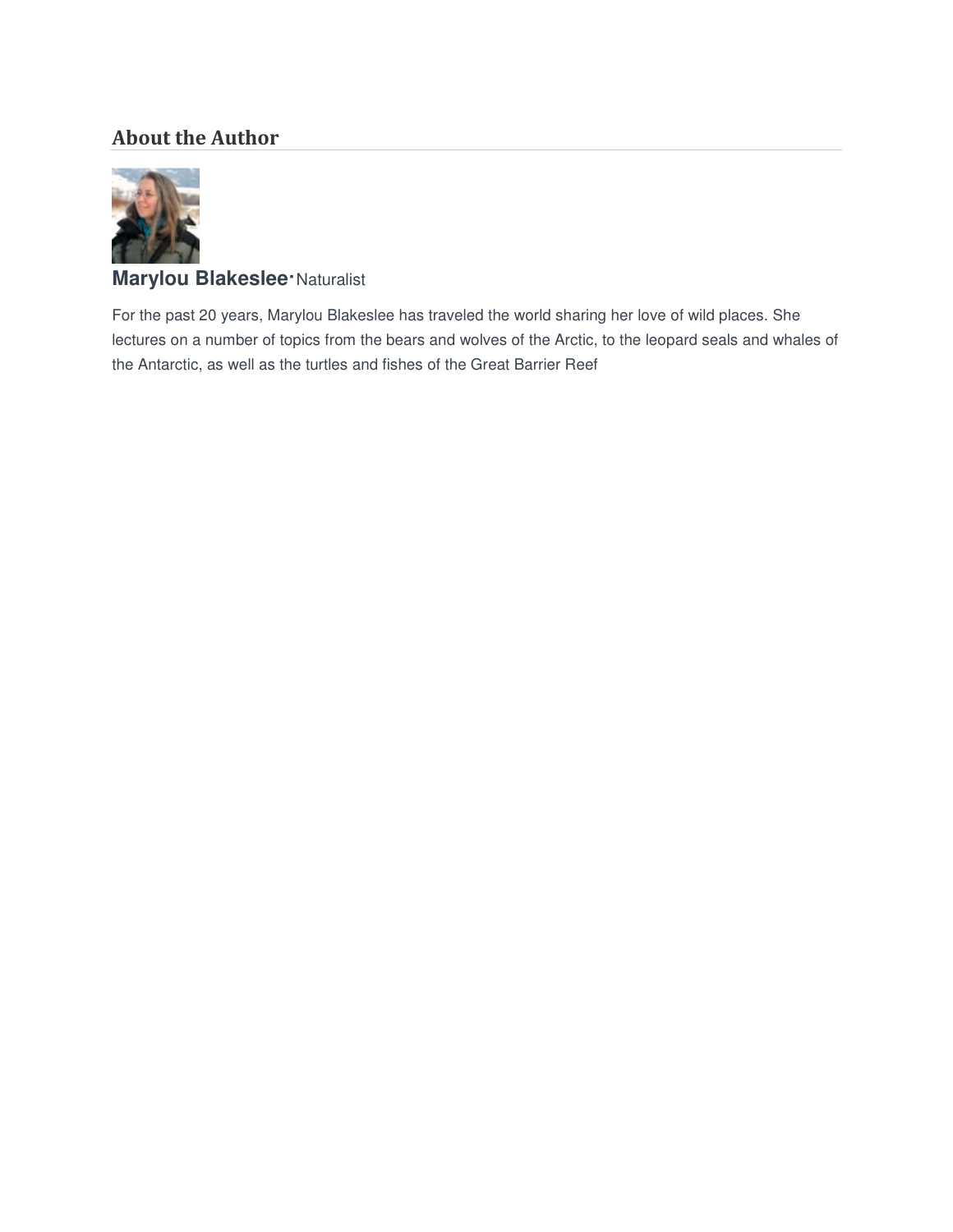## About the Author

**Marylou Blakeslee** · Naturalist

For the past 20 years, Marylou Blakeslee has traveled the world sharing her love of wild places. She lectures on a number of topics from the bears and wolves of the Arctic, to the leopard seals and whales of the Antarctic, as well as the turtles and fishes of the Great Barrier Reef